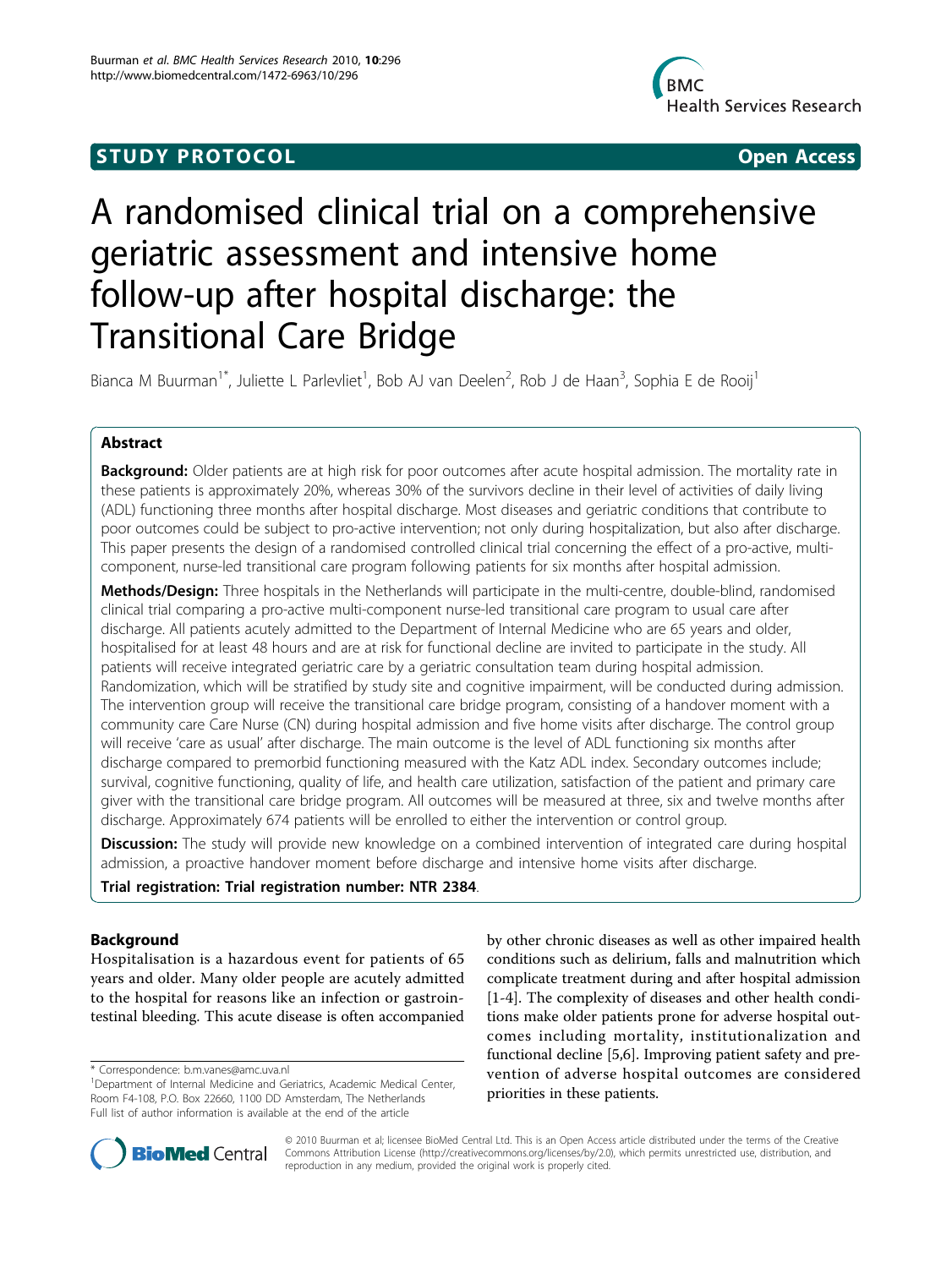**STUDY PROTOCOL** **Open Access**

# A randomised clinical trial on a comprehensive geriatric assessment and intensive home follow-up after hospital discharge: the Transitional Care Bridge

Bianca M Buurman[1*], Juliette L Parlevliet[1], Bob AJ van Deelen[2], Rob J de Haan[3], Sophia E de Rooij[1]

## Abstract

**Background:** Older patients are at high risk for poor outcomes after acute hospital admission. The mortality rate in these patients is approximately 20%, whereas 30% of the survivors decline in their level of activities of daily living (ADL) functioning three months after hospital discharge. Most diseases and geriatric conditions that contribute to poor outcomes could be subject to pro-active intervention; not only during hospitalization, but also after discharge. This paper presents the design of a randomised controlled clinical trial concerning the effect of a pro-active, multi-component, nurse-led transitional care program following patients for six months after hospital admission.

**Methods/Design:** Three hospitals in the Netherlands will participate in the multi-centre, double-blind, randomised clinical trial comparing a pro-active multi-component nurse-led transitional care program to usual care after discharge. All patients acutely admitted to the Department of Internal Medicine who are 65 years and older, hospitalised for at least 48 hours and are at risk for functional decline are invited to participate in the study. All patients will receive integrated geriatric care by a geriatric consultation team during hospital admission. Randomization, which will be stratified by study site and cognitive impairment, will be conducted during admission. The intervention group will receive the transitional care bridge program, consisting of a handover moment with a community care Care Nurse (CN) during hospital admission and five home visits after discharge. The control group will receive 'care as usual' after discharge. The main outcome is the level of ADL functioning six months after discharge compared to premorbid functioning measured with the Katz ADL index. Secondary outcomes include; survival, cognitive functioning, quality of life, and health care utilization, satisfaction of the patient and primary care giver with the transitional care bridge program. All outcomes will be measured at three, six and twelve months after discharge. Approximately 674 patients will be enrolled to either the intervention or control group.

**Discussion:** The study will provide new knowledge on a combined intervention of integrated care during hospital admission, a proactive handover moment before discharge and intensive home visits after discharge.

**Trial registration: Trial registration number: NTR 2384**.

## Background

Hospitalisation is a hazardous event for patients of 65 years and older. Many older people are acutely admitted to the hospital for reasons like an infection or gastrointestinal bleeding. This acute disease is often accompanied by other chronic diseases as well as other impaired health conditions such as delirium, falls and malnutrition which complicate treatment during and after hospital admission [1-4]. The complexity of diseases and other health conditions make older patients prone for adverse hospital outcomes including mortality, institutionalization and functional decline [5,6]. Improving patient safety and prevention of adverse hospital outcomes are considered priorities in these patients.

\* Correspondence: b.m.vanes@amc.uva.nl
[1]Department of Internal Medicine and Geriatrics, Academic Medical Center, Room F4-108, P.O. Box 22660, 1100 DD Amsterdam, The Netherlands
Full list of author information is available at the end of the article

© 2010 Buurman et al; licensee BioMed Central Ltd. This is an Open Access article distributed under the terms of the Creative Commons Attribution License (http://creativecommons.org/licenses/by/2.0), which permits unrestricted use, distribution, and reproduction in any medium, provided the original work is properly cited.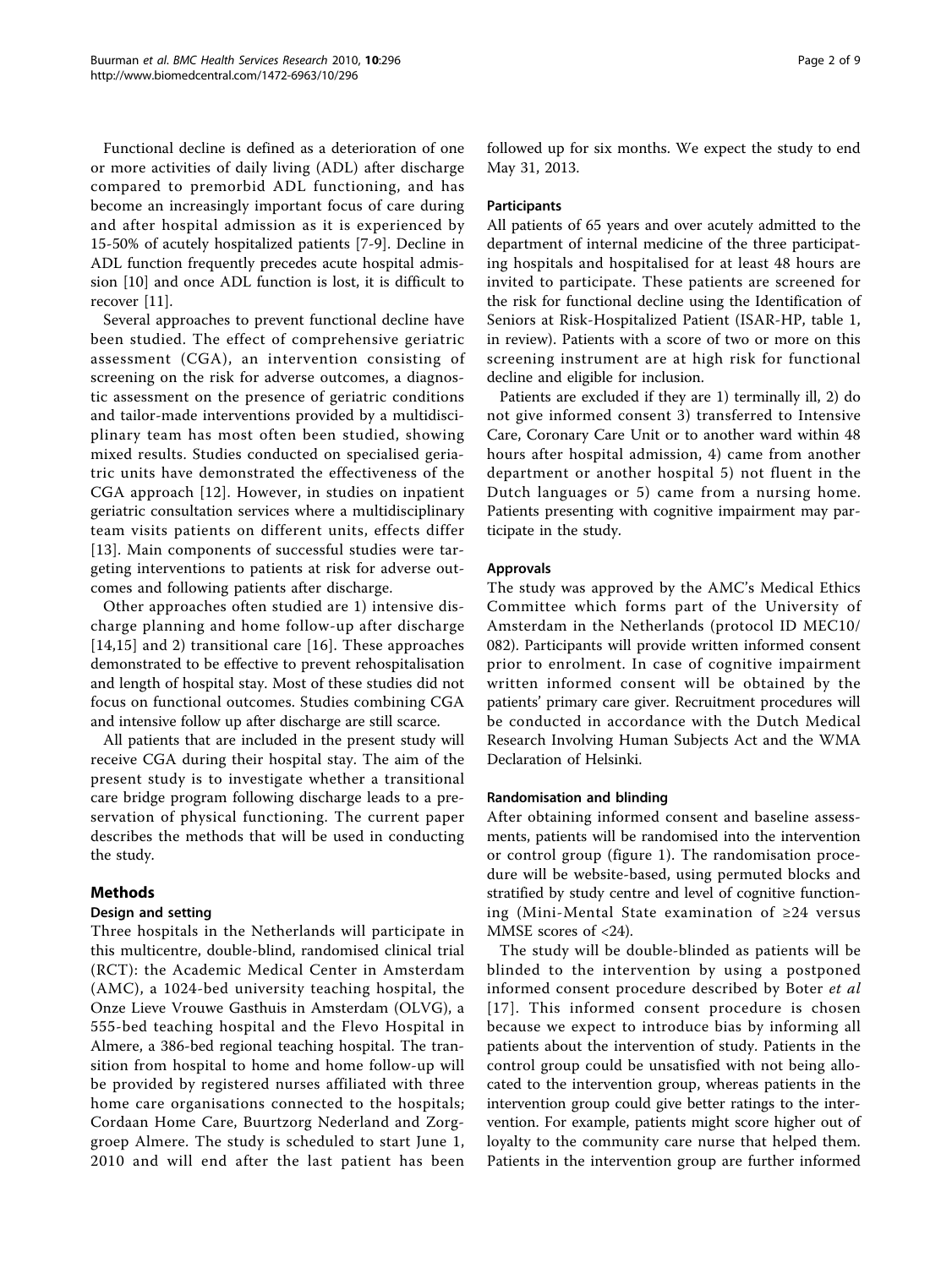Functional decline is defined as a deterioration of one or more activities of daily living (ADL) after discharge compared to premorbid ADL functioning, and has become an increasingly important focus of care during and after hospital admission as it is experienced by 15-50% of acutely hospitalized patients [7-9]. Decline in ADL function frequently precedes acute hospital admission [10] and once ADL function is lost, it is difficult to recover [11].

Several approaches to prevent functional decline have been studied. The effect of comprehensive geriatric assessment (CGA), an intervention consisting of screening on the risk for adverse outcomes, a diagnostic assessment on the presence of geriatric conditions and tailor-made interventions provided by a multidisciplinary team has most often been studied, showing mixed results. Studies conducted on specialised geriatric units have demonstrated the effectiveness of the CGA approach [12]. However, in studies on inpatient geriatric consultation services where a multidisciplinary team visits patients on different units, effects differ [13]. Main components of successful studies were targeting interventions to patients at risk for adverse outcomes and following patients after discharge.

Other approaches often studied are 1) intensive discharge planning and home follow-up after discharge [14,15] and 2) transitional care [16]. These approaches demonstrated to be effective to prevent rehospitalisation and length of hospital stay. Most of these studies did not focus on functional outcomes. Studies combining CGA and intensive follow up after discharge are still scarce.

All patients that are included in the present study will receive CGA during their hospital stay. The aim of the present study is to investigate whether a transitional care bridge program following discharge leads to a preservation of physical functioning. The current paper describes the methods that will be used in conducting the study.

## Methods

### Design and setting

Three hospitals in the Netherlands will participate in this multicentre, double-blind, randomised clinical trial (RCT): the Academic Medical Center in Amsterdam (AMC), a 1024-bed university teaching hospital, the Onze Lieve Vrouwe Gasthuis in Amsterdam (OLVG), a 555-bed teaching hospital and the Flevo Hospital in Almere, a 386-bed regional teaching hospital. The transition from hospital to home and home follow-up will be provided by registered nurses affiliated with three home care organisations connected to the hospitals; Cordaan Home Care, Buurtzorg Nederland and Zorggroep Almere. The study is scheduled to start June 1, 2010 and will end after the last patient has been followed up for six months. We expect the study to end May 31, 2013.

### Participants

All patients of 65 years and over acutely admitted to the department of internal medicine of the three participating hospitals and hospitalised for at least 48 hours are invited to participate. These patients are screened for the risk for functional decline using the Identification of Seniors at Risk-Hospitalized Patient (ISAR-HP, table 1, in review). Patients with a score of two or more on this screening instrument are at high risk for functional decline and eligible for inclusion.

Patients are excluded if they are 1) terminally ill, 2) do not give informed consent 3) transferred to Intensive Care, Coronary Care Unit or to another ward within 48 hours after hospital admission, 4) came from another department or another hospital 5) not fluent in the Dutch languages or 5) came from a nursing home. Patients presenting with cognitive impairment may participate in the study.

### Approvals

The study was approved by the AMC's Medical Ethics Committee which forms part of the University of Amsterdam in the Netherlands (protocol ID MEC10/082). Participants will provide written informed consent prior to enrolment. In case of cognitive impairment written informed consent will be obtained by the patients' primary care giver. Recruitment procedures will be conducted in accordance with the Dutch Medical Research Involving Human Subjects Act and the WMA Declaration of Helsinki.

### Randomisation and blinding

After obtaining informed consent and baseline assessments, patients will be randomised into the intervention or control group (figure 1). The randomisation procedure will be website-based, using permuted blocks and stratified by study centre and level of cognitive functioning (Mini-Mental State examination of ≥24 versus MMSE scores of <24).

The study will be double-blinded as patients will be blinded to the intervention by using a postponed informed consent procedure described by Boter *et al* [17]. This informed consent procedure is chosen because we expect to introduce bias by informing all patients about the intervention of study. Patients in the control group could be unsatisfied with not being allocated to the intervention group, whereas patients in the intervention group could give better ratings to the intervention. For example, patients might score higher out of loyalty to the community care nurse that helped them. Patients in the intervention group are further informed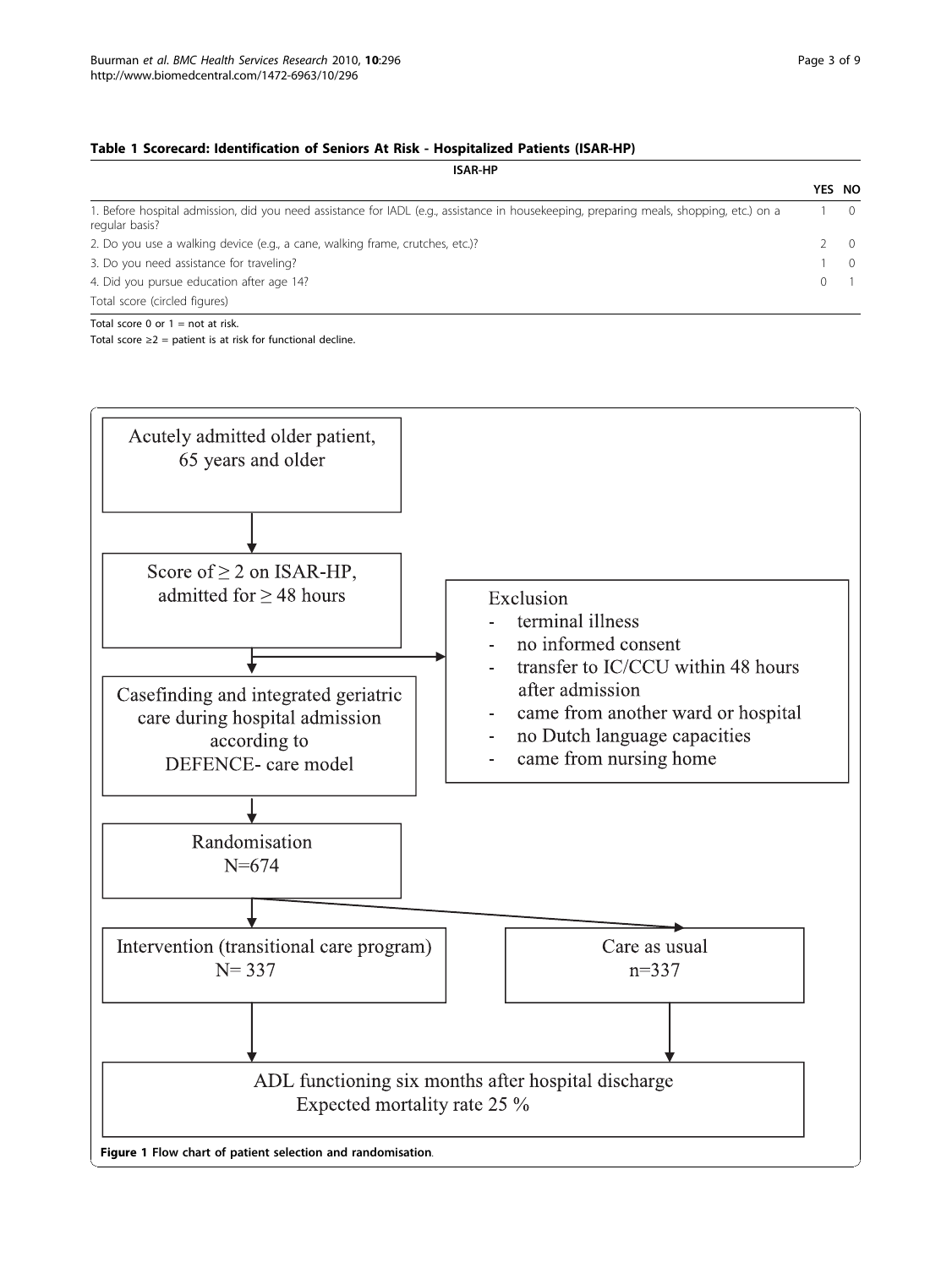**Table 1 Scorecard: Identification of Seniors At Risk - Hospitalized Patients (ISAR-HP)**

| ISAR-HP | YES | NO |
|---|---|---|
| 1. Before hospital admission, did you need assistance for IADL (e.g., assistance in housekeeping, preparing meals, shopping, etc.) on a regular basis? | 1 | 0 |
| 2. Do you use a walking device (e.g., a cane, walking frame, crutches, etc.)? | 2 | 0 |
| 3. Do you need assistance for traveling? | 1 | 0 |
| 4. Did you pursue education after age 14? | 0 | 1 |
| Total score (circled figures) | | |

Total score 0 or 1 = not at risk.

Total score ≥2 = patient is at risk for functional decline.

Acutely admitted older patient, 65 years and older

↓

Score of ≥ 2 on ISAR-HP, admitted for ≥ 48 hours → Exclusion:
- terminal illness
- no informed consent
- transfer to IC/CCU within 48 hours after admission
- came from another ward or hospital
- no Dutch language capacities
- came from nursing home

↓

Casefinding and integrated geriatric care during hospital admission according to DEFENCE- care model

↓

Randomisation N=674

↓

Intervention (transitional care program) N= 337 | Care as usual n=337

↓

ADL functioning six months after hospital discharge
Expected mortality rate 25 %

**Figure 1 Flow chart of patient selection and randomisation**.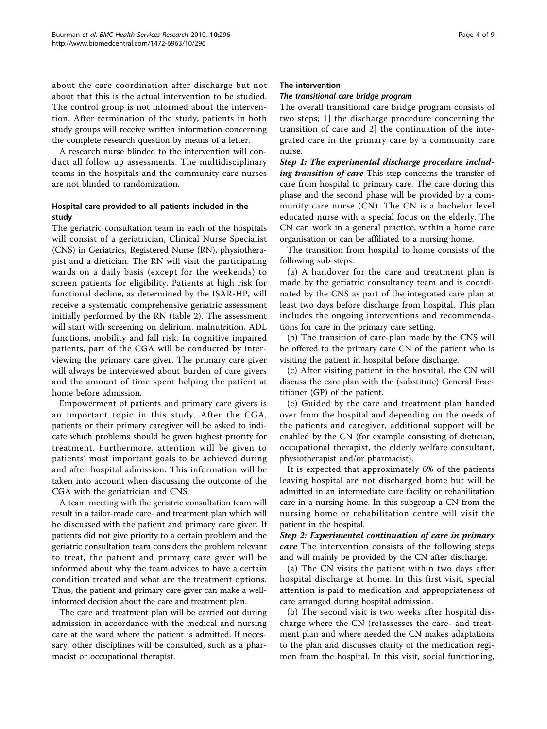about the care coordination after discharge but not about that this is the actual intervention to be studied. The control group is not informed about the intervention. After termination of the study, patients in both study groups will receive written information concerning the complete research question by means of a letter.

A research nurse blinded to the intervention will conduct all follow up assessments. The multidisciplinary teams in the hospitals and the community care nurses are not blinded to randomization.

### Hospital care provided to all patients included in the study

The geriatric consultation team in each of the hospitals will consist of a geriatrician, Clinical Nurse Specialist (CNS) in Geriatrics, Registered Nurse (RN), physiotherapist and a dietician. The RN will visit the participating wards on a daily basis (except for the weekends) to screen patients for eligibility. Patients at high risk for functional decline, as determined by the ISAR-HP, will receive a systematic comprehensive geriatric assessment initially performed by the RN (table 2). The assessment will start with screening on delirium, malnutrition, ADL functions, mobility and fall risk. In cognitive impaired patients, part of the CGA will be conducted by interviewing the primary care giver. The primary care giver will always be interviewed about burden of care givers and the amount of time spent helping the patient at home before admission.

Empowerment of patients and primary care givers is an important topic in this study. After the CGA, patients or their primary caregiver will be asked to indicate which problems should be given highest priority for treatment. Furthermore, attention will be given to patients' most important goals to be achieved during and after hospital admission. This information will be taken into account when discussing the outcome of the CGA with the geriatrician and CNS.

A team meeting with the geriatric consultation team will result in a tailor-made care- and treatment plan which will be discussed with the patient and primary care giver. If patients did not give priority to a certain problem and the geriatric consultation team considers the problem relevant to treat, the patient and primary care giver will be informed about why the team advices to have a certain condition treated and what are the treatment options. Thus, the patient and primary care giver can make a well-informed decision about the care and treatment plan.

The care and treatment plan will be carried out during admission in accordance with the medical and nursing care at the ward where the patient is admitted. If necessary, other disciplines will be consulted, such as a pharmacist or occupational therapist.

### The intervention

#### The transitional care bridge program

The overall transitional care bridge program consists of two steps; 1] the discharge procedure concerning the transition of care and 2] the continuation of the integrated care in the primary care by a community care nurse.

***Step 1: The experimental discharge procedure including transition of care*** This step concerns the transfer of care from hospital to primary care. The care during this phase and the second phase will be provided by a community care nurse (CN). The CN is a bachelor level educated nurse with a special focus on the elderly. The CN can work in a general practice, within a home care organisation or can be affiliated to a nursing home.

The transition from hospital to home consists of the following sub-steps.

(a) A handover for the care and treatment plan is made by the geriatric consultancy team and is coordinated by the CNS as part of the integrated care plan at least two days before discharge from hospital. This plan includes the ongoing interventions and recommendations for care in the primary care setting.

(b) The transition of care-plan made by the CNS will be offered to the primary care CN of the patient who is visiting the patient in hospital before discharge.

(c) After visiting patient in the hospital, the CN will discuss the care plan with the (substitute) General Practitioner (GP) of the patient.

(e) Guided by the care and treatment plan handed over from the hospital and depending on the needs of the patients and caregiver, additional support will be enabled by the CN (for example consisting of dietician, occupational therapist, the elderly welfare consultant, physiotherapist and/or pharmacist).

It is expected that approximately 6% of the patients leaving hospital are not discharged home but will be admitted in an intermediate care facility or rehabilitation care in a nursing home. In this subgroup a CN from the nursing home or rehabilitation centre will visit the patient in the hospital.

***Step 2: Experimental continuation of care in primary care*** The intervention consists of the following steps and will mainly be provided by the CN after discharge.

(a) The CN visits the patient within two days after hospital discharge at home. In this first visit, special attention is paid to medication and appropriateness of care arranged during hospital admission.

(b) The second visit is two weeks after hospital discharge where the CN (re)assesses the care- and treatment plan and where needed the CN makes adaptations to the plan and discusses clarity of the medication regimen from the hospital. In this visit, social functioning,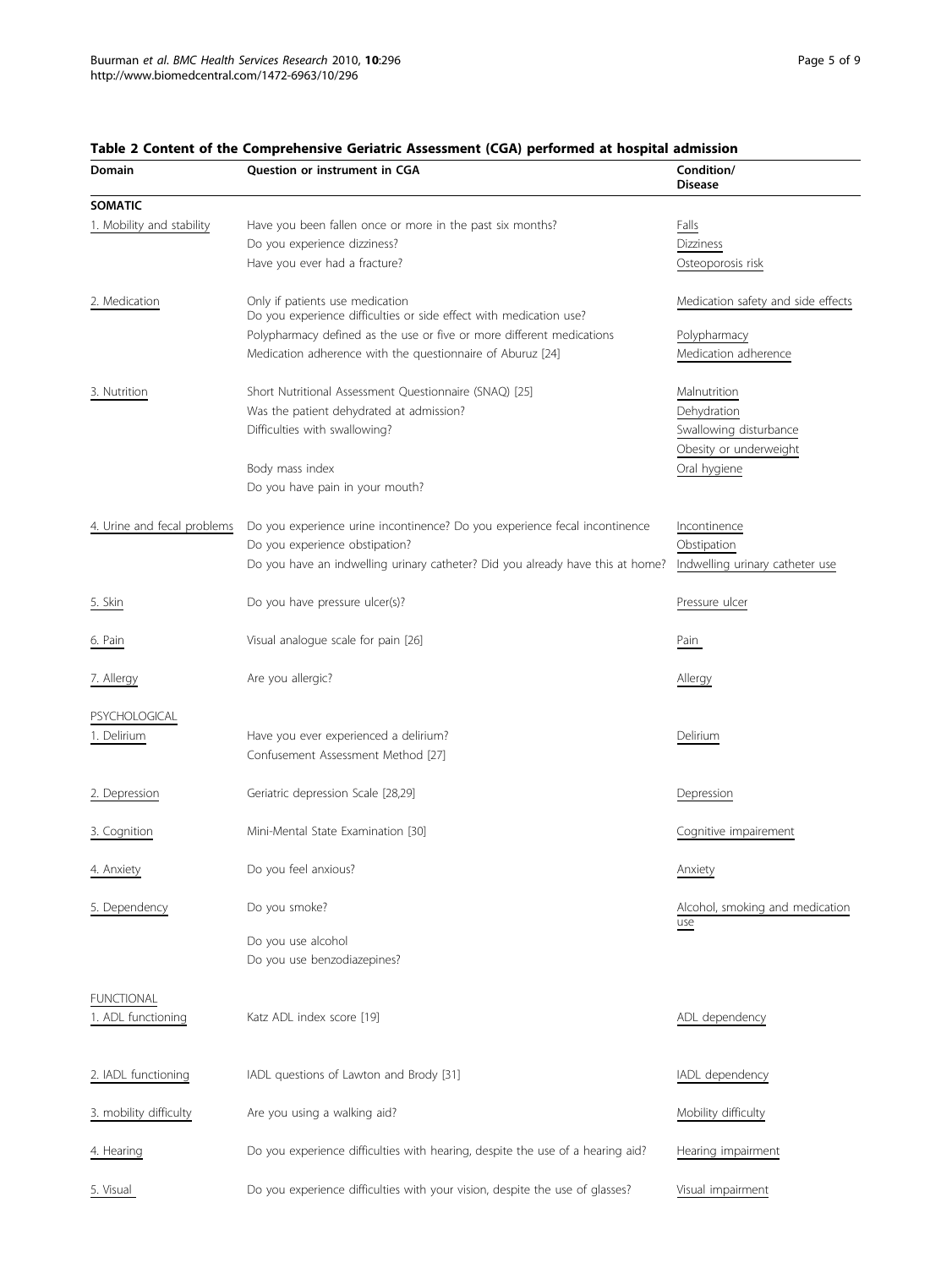**Table 2 Content of the Comprehensive Geriatric Assessment (CGA) performed at hospital admission**

| Domain | Question or instrument in CGA | Condition/ Disease |
|---|---|---|
| **SOMATIC** | | |
| 1. Mobility and stability | Have you been fallen once or more in the past six months? | Falls |
| | Do you experience dizziness? | Dizziness |
| | Have you ever had a fracture? | Osteoporosis risk |
| 2. Medication | Only if patients use medication<br>Do you experience difficulties or side effect with medication use? | Medication safety and side effects |
| | Polypharmacy defined as the use or five or more different medications | Polypharmacy |
| | Medication adherence with the questionnaire of Aburuz [24] | Medication adherence |
| 3. Nutrition | Short Nutritional Assessment Questionnaire (SNAQ) [25] | Malnutrition |
| | Was the patient dehydrated at admission? | Dehydration |
| | Difficulties with swallowing? | Swallowing disturbance |
| | | Obesity or underweight |
| | Body mass index | Oral hygiene |
| | Do you have pain in your mouth? | |
| 4. Urine and fecal problems | Do you experience urine incontinence? Do you experience fecal incontinence | Incontinence |
| | Do you experience obstipation? | Obstipation |
| | Do you have an indwelling urinary catheter? Did you already have this at home? | Indwelling urinary catheter use |
| 5. Skin | Do you have pressure ulcer(s)? | Pressure ulcer |
| 6. Pain | Visual analogue scale for pain [26] | Pain |
| 7. Allergy | Are you allergic? | Allergy |
| PSYCHOLOGICAL | | |
| 1. Delirium | Have you ever experienced a delirium? | Delirium |
| | Confusement Assessment Method [27] | |
| 2. Depression | Geriatric depression Scale [28,29] | Depression |
| 3. Cognition | Mini-Mental State Examination [30] | Cognitive impairement |
| 4. Anxiety | Do you feel anxious? | Anxiety |
| 5. Dependency | Do you smoke? | Alcohol, smoking and medication use |
| | Do you use alcohol | |
| | Do you use benzodiazepines? | |
| FUNCTIONAL | | |
| 1. ADL functioning | Katz ADL index score [19] | ADL dependency |
| 2. IADL functioning | IADL questions of Lawton and Brody [31] | IADL dependency |
| 3. mobility difficulty | Are you using a walking aid? | Mobility difficulty |
| 4. Hearing | Do you experience difficulties with hearing, despite the use of a hearing aid? | Hearing impairment |
| 5. Visual | Do you experience difficulties with your vision, despite the use of glasses? | Visual impairment |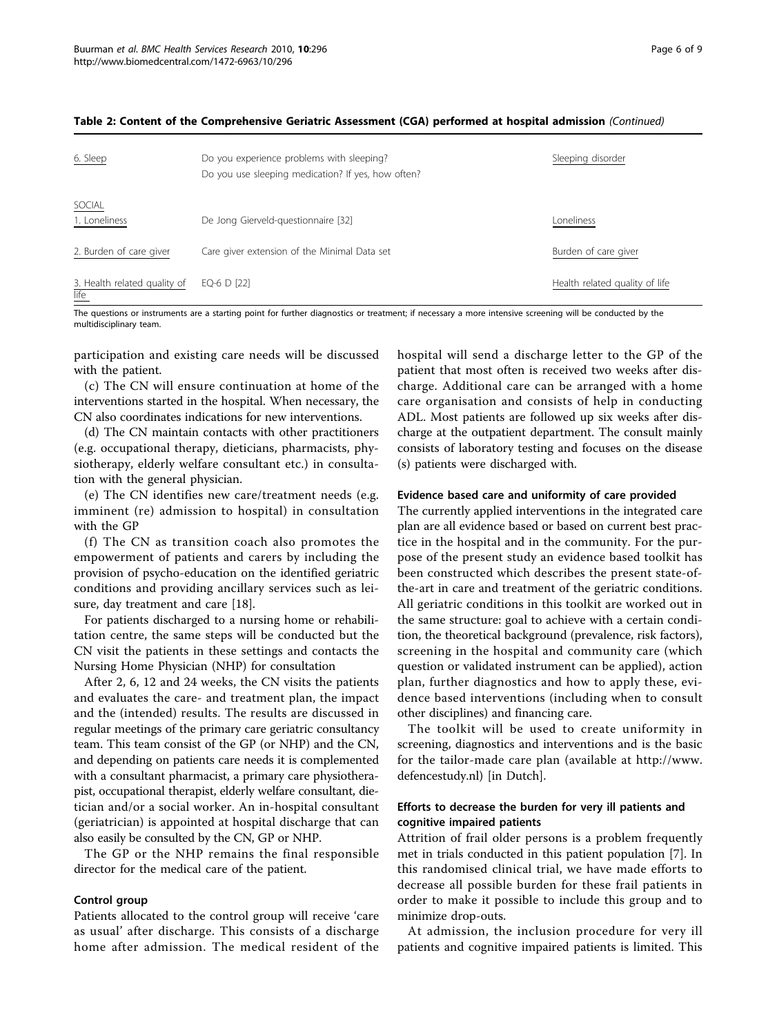**Table 2: Content of the Comprehensive Geriatric Assessment (CGA) performed at hospital admission** *(Continued)*

| | | |
|---|---|---|
| 6. Sleep | Do you experience problems with sleeping?<br>Do you use sleeping medication? If yes, how often? | Sleeping disorder |
| SOCIAL | | |
| 1. Loneliness | De Jong Gierveld-questionnaire [32] | Loneliness |
| 2. Burden of care giver | Care giver extension of the Minimal Data set | Burden of care giver |
| 3. Health related quality of life | EQ-6 D [22] | Health related quality of life |

The questions or instruments are a starting point for further diagnostics or treatment; if necessary a more intensive screening will be conducted by the multidisciplinary team.

participation and existing care needs will be discussed with the patient.

(c) The CN will ensure continuation at home of the interventions started in the hospital. When necessary, the CN also coordinates indications for new interventions.

(d) The CN maintain contacts with other practitioners (e.g. occupational therapy, dieticians, pharmacists, physiotherapy, elderly welfare consultant etc.) in consultation with the general physician.

(e) The CN identifies new care/treatment needs (e.g. imminent (re) admission to hospital) in consultation with the GP

(f) The CN as transition coach also promotes the empowerment of patients and carers by including the provision of psycho-education on the identified geriatric conditions and providing ancillary services such as leisure, day treatment and care [18].

For patients discharged to a nursing home or rehabilitation centre, the same steps will be conducted but the CN visit the patients in these settings and contacts the Nursing Home Physician (NHP) for consultation

After 2, 6, 12 and 24 weeks, the CN visits the patients and evaluates the care- and treatment plan, the impact and the (intended) results. The results are discussed in regular meetings of the primary care geriatric consultancy team. This team consist of the GP (or NHP) and the CN, and depending on patients care needs it is complemented with a consultant pharmacist, a primary care physiotherapist, occupational therapist, elderly welfare consultant, dietician and/or a social worker. An in-hospital consultant (geriatrician) is appointed at hospital discharge that can also easily be consulted by the CN, GP or NHP.

The GP or the NHP remains the final responsible director for the medical care of the patient.

#### Control group

Patients allocated to the control group will receive 'care as usual' after discharge. This consists of a discharge home after admission. The medical resident of the hospital will send a discharge letter to the GP of the patient that most often is received two weeks after discharge. Additional care can be arranged with a home care organisation and consists of help in conducting ADL. Most patients are followed up six weeks after discharge at the outpatient department. The consult mainly consists of laboratory testing and focuses on the disease (s) patients were discharged with.

#### Evidence based care and uniformity of care provided

The currently applied interventions in the integrated care plan are all evidence based or based on current best practice in the hospital and in the community. For the purpose of the present study an evidence based toolkit has been constructed which describes the present state-of-the-art in care and treatment of the geriatric conditions. All geriatric conditions in this toolkit are worked out in the same structure: goal to achieve with a certain condition, the theoretical background (prevalence, risk factors), screening in the hospital and community care (which question or validated instrument can be applied), action plan, further diagnostics and how to apply these, evidence based interventions (including when to consult other disciplines) and financing care.

The toolkit will be used to create uniformity in screening, diagnostics and interventions and is the basic for the tailor-made care plan (available at http://www.defencestudy.nl) [in Dutch].

#### Efforts to decrease the burden for very ill patients and cognitive impaired patients

Attrition of frail older persons is a problem frequently met in trials conducted in this patient population [7]. In this randomised clinical trial, we have made efforts to decrease all possible burden for these frail patients in order to make it possible to include this group and to minimize drop-outs.

At admission, the inclusion procedure for very ill patients and cognitive impaired patients is limited. This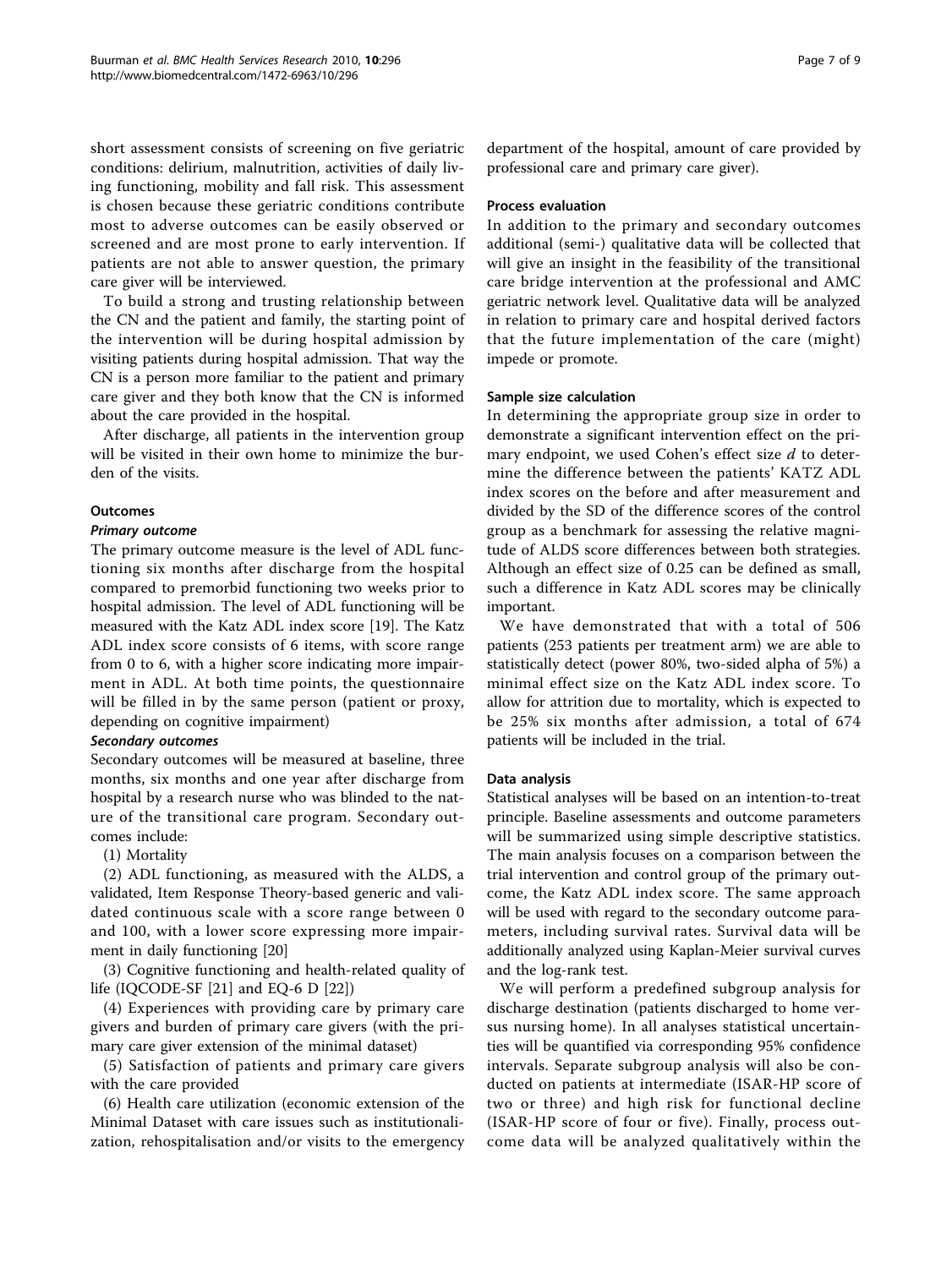short assessment consists of screening on five geriatric conditions: delirium, malnutrition, activities of daily living functioning, mobility and fall risk. This assessment is chosen because these geriatric conditions contribute most to adverse outcomes can be easily observed or screened and are most prone to early intervention. If patients are not able to answer question, the primary care giver will be interviewed.

To build a strong and trusting relationship between the CN and the patient and family, the starting point of the intervention will be during hospital admission by visiting patients during hospital admission. That way the CN is a person more familiar to the patient and primary care giver and they both know that the CN is informed about the care provided in the hospital.

After discharge, all patients in the intervention group will be visited in their own home to minimize the burden of the visits.

### Outcomes

#### *Primary outcome*

The primary outcome measure is the level of ADL functioning six months after discharge from the hospital compared to premorbid functioning two weeks prior to hospital admission. The level of ADL functioning will be measured with the Katz ADL index score [19]. The Katz ADL index score consists of 6 items, with score range from 0 to 6, with a higher score indicating more impairment in ADL. At both time points, the questionnaire will be filled in by the same person (patient or proxy, depending on cognitive impairment)

#### *Secondary outcomes*

Secondary outcomes will be measured at baseline, three months, six months and one year after discharge from hospital by a research nurse who was blinded to the nature of the transitional care program. Secondary outcomes include:

(1) Mortality

(2) ADL functioning, as measured with the ALDS, a validated, Item Response Theory-based generic and validated continuous scale with a score range between 0 and 100, with a lower score expressing more impairment in daily functioning [20]

(3) Cognitive functioning and health-related quality of life (IQCODE-SF [21] and EQ-6 D [22])

(4) Experiences with providing care by primary care givers and burden of primary care givers (with the primary care giver extension of the minimal dataset)

(5) Satisfaction of patients and primary care givers with the care provided

(6) Health care utilization (economic extension of the Minimal Dataset with care issues such as institutionalization, rehospitalisation and/or visits to the emergency department of the hospital, amount of care provided by professional care and primary care giver).

### Process evaluation

In addition to the primary and secondary outcomes additional (semi-) qualitative data will be collected that will give an insight in the feasibility of the transitional care bridge intervention at the professional and AMC geriatric network level. Qualitative data will be analyzed in relation to primary care and hospital derived factors that the future implementation of the care (might) impede or promote.

### Sample size calculation

In determining the appropriate group size in order to demonstrate a significant intervention effect on the primary endpoint, we used Cohen's effect size $d$ to determine the difference between the patients' KATZ ADL index scores on the before and after measurement and divided by the SD of the difference scores of the control group as a benchmark for assessing the relative magnitude of ALDS score differences between both strategies. Although an effect size of 0.25 can be defined as small, such a difference in Katz ADL scores may be clinically important.

We have demonstrated that with a total of 506 patients (253 patients per treatment arm) we are able to statistically detect (power 80%, two-sided alpha of 5%) a minimal effect size on the Katz ADL index score. To allow for attrition due to mortality, which is expected to be 25% six months after admission, a total of 674 patients will be included in the trial.

### Data analysis

Statistical analyses will be based on an intention-to-treat principle. Baseline assessments and outcome parameters will be summarized using simple descriptive statistics. The main analysis focuses on a comparison between the trial intervention and control group of the primary outcome, the Katz ADL index score. The same approach will be used with regard to the secondary outcome parameters, including survival rates. Survival data will be additionally analyzed using Kaplan-Meier survival curves and the log-rank test.

We will perform a predefined subgroup analysis for discharge destination (patients discharged to home versus nursing home). In all analyses statistical uncertainties will be quantified via corresponding 95% confidence intervals. Separate subgroup analysis will also be conducted on patients at intermediate (ISAR-HP score of two or three) and high risk for functional decline (ISAR-HP score of four or five). Finally, process outcome data will be analyzed qualitatively within the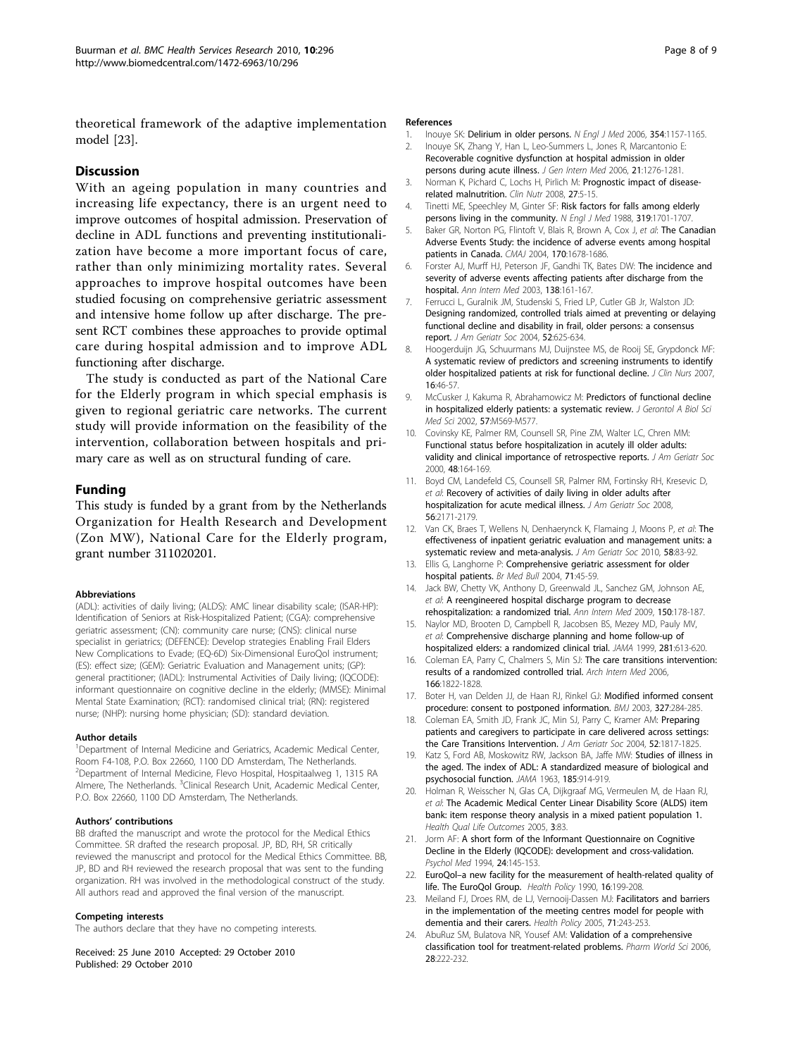theoretical framework of the adaptive implementation model [23].

## Discussion

With an ageing population in many countries and increasing life expectancy, there is an urgent need to improve outcomes of hospital admission. Preservation of decline in ADL functions and preventing institutionalization have become a more important focus of care, rather than only minimizing mortality rates. Several approaches to improve hospital outcomes have been studied focusing on comprehensive geriatric assessment and intensive home follow up after discharge. The present RCT combines these approaches to provide optimal care during hospital admission and to improve ADL functioning after discharge.

The study is conducted as part of the National Care for the Elderly program in which special emphasis is given to regional geriatric care networks. The current study will provide information on the feasibility of the intervention, collaboration between hospitals and primary care as well as on structural funding of care.

## Funding

This study is funded by a grant from by the Netherlands Organization for Health Research and Development (Zon MW), National Care for the Elderly program, grant number 311020201.

#### Abbreviations

(ADL): activities of daily living; (ALDS): AMC linear disability scale; (ISAR-HP): Identification of Seniors at Risk-Hospitalized Patient; (CGA): comprehensive geriatric assessment; (CN): community care nurse; (CNS): clinical nurse specialist in geriatrics; (DEFENCE): Develop strategies Enabling Frail Elders New Complications to Evade; (EQ-6D) Six-Dimensional EuroQol instrument; (ES): effect size; (GEM): Geriatric Evaluation and Management units; (GP): general practitioner; (IADL): Instrumental Activities of Daily living; (IQCODE): informant questionnaire on cognitive decline in the elderly; (MMSE): Minimal Mental State Examination; (RCT): randomised clinical trial; (RN): registered nurse; (NHP): nursing home physician; (SD): standard deviation.

#### Author details

[1]Department of Internal Medicine and Geriatrics, Academic Medical Center, Room F4-108, P.O. Box 22660, 1100 DD Amsterdam, The Netherlands. [2]Department of Internal Medicine, Flevo Hospital, Hospitaalweg 1, 1315 RA Almere, The Netherlands. [3]Clinical Research Unit, Academic Medical Center, P.O. Box 22660, 1100 DD Amsterdam, The Netherlands.

#### Authors' contributions

BB drafted the manuscript and wrote the protocol for the Medical Ethics Committee. SR drafted the research proposal. JP, BD, RH, SR critically reviewed the manuscript and protocol for the Medical Ethics Committee. BB, JP, BD and RH reviewed the research proposal that was sent to the funding organization. RH was involved in the methodological construct of the study. All authors read and approved the final version of the manuscript.

#### Competing interests

The authors declare that they have no competing interests.

Received: 25 June 2010 Accepted: 29 October 2010
Published: 29 October 2010

#### References

1. Inouye SK: **Delirium in older persons.** *N Engl J Med* 2006, **354**:1157-1165.
2. Inouye SK, Zhang Y, Han L, Leo-Summers L, Jones R, Marcantonio E: **Recoverable cognitive dysfunction at hospital admission in older persons during acute illness.** *J Gen Intern Med* 2006, **21**:1276-1281.
3. Norman K, Pichard C, Lochs H, Pirlich M: **Prognostic impact of disease-related malnutrition.** *Clin Nutr* 2008, **27**:5-15.
4. Tinetti ME, Speechley M, Ginter SF: **Risk factors for falls among elderly persons living in the community.** *N Engl J Med* 1988, **319**:1701-1707.
5. Baker GR, Norton PG, Flintoft V, Blais R, Brown A, Cox J, *et al*: **The Canadian Adverse Events Study: the incidence of adverse events among hospital patients in Canada.** *CMAJ* 2004, **170**:1678-1686.
6. Forster AJ, Murff HJ, Peterson JF, Gandhi TK, Bates DW: **The incidence and severity of adverse events affecting patients after discharge from the hospital.** *Ann Intern Med* 2003, **138**:161-167.
7. Ferrucci L, Guralnik JM, Studenski S, Fried LP, Cutler GB Jr, Walston JD: **Designing randomized, controlled trials aimed at preventing or delaying functional decline and disability in frail, older persons: a consensus report.** *J Am Geriatr Soc* 2004, **52**:625-634.
8. Hoogerduijn JG, Schuurmans MJ, Duijnstee MS, de Rooij SE, Grypdonck MF: **A systematic review of predictors and screening instruments to identify older hospitalized patients at risk for functional decline.** *J Clin Nurs* 2007, **16**:46-57.
9. McCusker J, Kakuma R, Abrahamowicz M: **Predictors of functional decline in hospitalized elderly patients: a systematic review.** *J Gerontol A Biol Sci Med Sci* 2002, **57**:M569-M577.
10. Covinsky KE, Palmer RM, Counsell SR, Pine ZM, Walter LC, Chren MM: **Functional status before hospitalization in acutely ill older adults: validity and clinical importance of retrospective reports.** *J Am Geriatr Soc* 2000, **48**:164-169.
11. Boyd CM, Landefeld CS, Counsell SR, Palmer RM, Fortinsky RH, Kresevic D, *et al*: **Recovery of activities of daily living in older adults after hospitalization for acute medical illness.** *J Am Geriatr Soc* 2008, **56**:2171-2179.
12. Van CK, Braes T, Wellens N, Denhaerynck K, Flamaing J, Moons P, *et al*: **The effectiveness of inpatient geriatric evaluation and management units: a systematic review and meta-analysis.** *J Am Geriatr Soc* 2010, **58**:83-92.
13. Ellis G, Langhorne P: **Comprehensive geriatric assessment for older hospital patients.** *Br Med Bull* 2004, **71**:45-59.
14. Jack BW, Chetty VK, Anthony D, Greenwald JL, Sanchez GM, Johnson AE, *et al*: **A reengineered hospital discharge program to decrease rehospitalization: a randomized trial.** *Ann Intern Med* 2009, **150**:178-187.
15. Naylor MD, Brooten D, Campbell R, Jacobsen BS, Mezey MD, Pauly MV, *et al*: **Comprehensive discharge planning and home follow-up of hospitalized elders: a randomized clinical trial.** *JAMA* 1999, **281**:613-620.
16. Coleman EA, Parry C, Chalmers S, Min SJ: **The care transitions intervention: results of a randomized controlled trial.** *Arch Intern Med* 2006, **166**:1822-1828.
17. Boter H, van Delden JJ, de Haan RJ, Rinkel GJ: **Modified informed consent procedure: consent to postponed information.** *BMJ* 2003, **327**:284-285.
18. Coleman EA, Smith JD, Frank JC, Min SJ, Parry C, Kramer AM: **Preparing patients and caregivers to participate in care delivered across settings: the Care Transitions Intervention.** *J Am Geriatr Soc* 2004, **52**:1817-1825.
19. Katz S, Ford AB, Moskowitz RW, Jackson BA, Jaffe MW: **Studies of illness in the aged. The index of ADL: A standardized measure of biological and psychosocial function.** *JAMA* 1963, **185**:914-919.
20. Holman R, Weisscher N, Glas CA, Dijkgraaf MG, Vermeulen M, de Haan RJ, *et al*: **The Academic Medical Center Linear Disability Score (ALDS) item bank: item response theory analysis in a mixed patient population 1.** *Health Qual Life Outcomes* 2005, **3**:83.
21. Jorm AF: **A short form of the Informant Questionnaire on Cognitive Decline in the Elderly (IQCODE): development and cross-validation.** *Psychol Med* 1994, **24**:145-153.
22. **EuroQol–a new facility for the measurement of health-related quality of life. The EuroQol Group.** *Health Policy* 1990, **16**:199-208.
23. Meiland FJ, Droes RM, de LJ, Vernooij-Dassen MJ: **Facilitators and barriers in the implementation of the meeting centres model for people with dementia and their carers.** *Health Policy* 2005, **71**:243-253.
24. AbuRuz SM, Bulatova NR, Yousef AM: **Validation of a comprehensive classification tool for treatment-related problems.** *Pharm World Sci* 2006, **28**:222-232.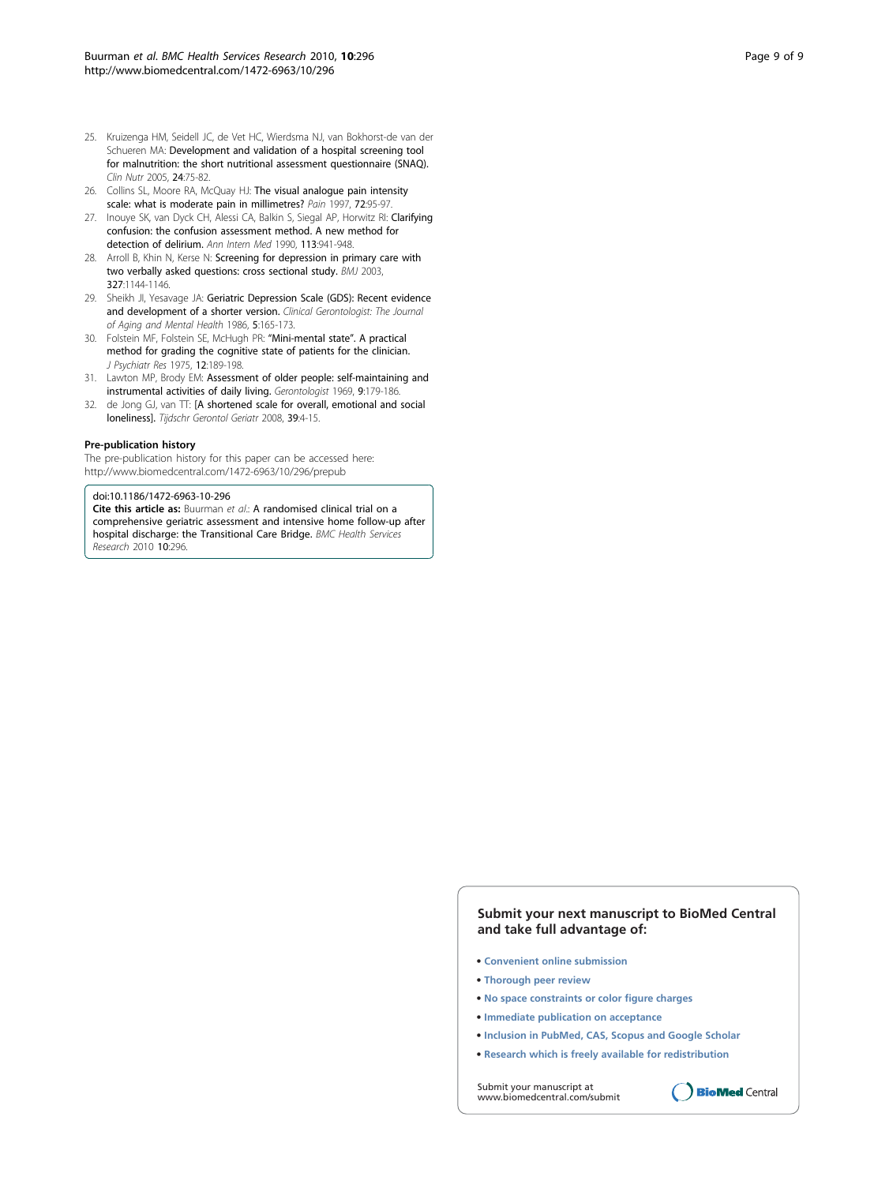25. Kruizenga HM, Seidell JC, de Vet HC, Wierdsma NJ, van Bokhorst-de van der Schueren MA: **Development and validation of a hospital screening tool for malnutrition: the short nutritional assessment questionnaire (SNAQ).** *Clin Nutr* 2005, **24**:75-82.
26. Collins SL, Moore RA, McQuay HJ: **The visual analogue pain intensity scale: what is moderate pain in millimetres?** *Pain* 1997, **72**:95-97.
27. Inouye SK, van Dyck CH, Alessi CA, Balkin S, Siegal AP, Horwitz RI: **Clarifying confusion: the confusion assessment method. A new method for detection of delirium.** *Ann Intern Med* 1990, **113**:941-948.
28. Arroll B, Khin N, Kerse N: **Screening for depression in primary care with two verbally asked questions: cross sectional study.** *BMJ* 2003, **327**:1144-1146.
29. Sheikh JI, Yesavage JA: **Geriatric Depression Scale (GDS): Recent evidence and development of a shorter version.** *Clinical Gerontologist: The Journal of Aging and Mental Health* 1986, **5**:165-173.
30. Folstein MF, Folstein SE, McHugh PR: **"Mini-mental state". A practical method for grading the cognitive state of patients for the clinician.** *J Psychiatr Res* 1975, **12**:189-198.
31. Lawton MP, Brody EM: **Assessment of older people: self-maintaining and instrumental activities of daily living.** *Gerontologist* 1969, **9**:179-186.
32. de Jong GJ, van TT: **[A shortened scale for overall, emotional and social loneliness].** *Tijdschr Gerontol Geriatr* 2008, **39**:4-15.

#### Pre-publication history

The pre-publication history for this paper can be accessed here:
http://www.biomedcentral.com/1472-6963/10/296/prepub

doi:10.1186/1472-6963-10-296

**Cite this article as:** Buurman *et al.*: A randomised clinical trial on a comprehensive geriatric assessment and intensive home follow-up after hospital discharge: the Transitional Care Bridge. *BMC Health Services Research* 2010 **10**:296.

**Submit your next manuscript to BioMed Central and take full advantage of:**

- **Convenient online submission**
- **Thorough peer review**
- **No space constraints or color figure charges**
- **Immediate publication on acceptance**
- **Inclusion in PubMed, CAS, Scopus and Google Scholar**
- **Research which is freely available for redistribution**

Submit your manuscript at
www.biomedcentral.com/submit

BioMed Central